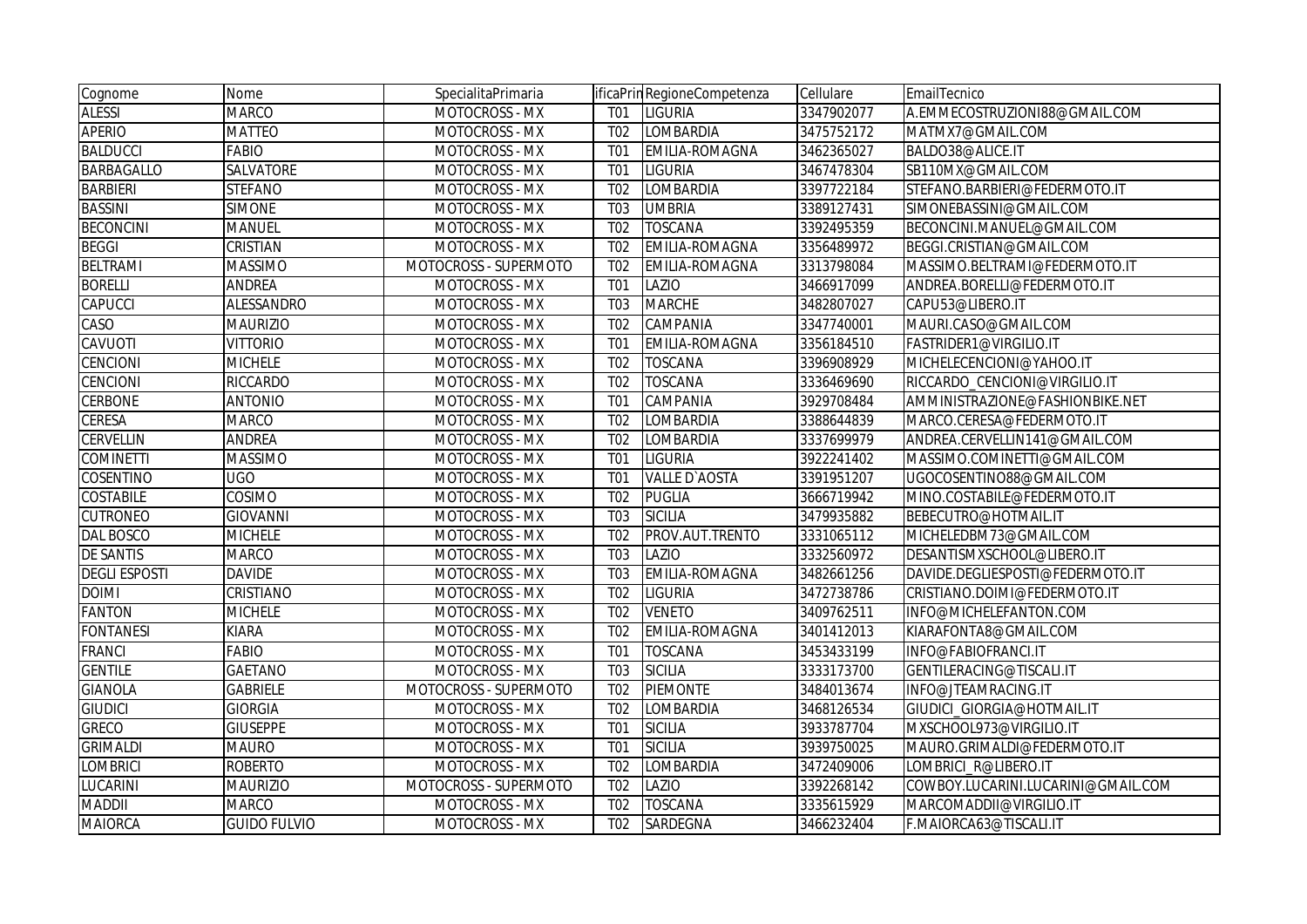| Cognome | Nome | SpecialitaPrimaria | ificaPrin | RegioneCompetenza | Cellulare | EmailTecnico |
|---|---|---|---|---|---|---|
| ALESSI | MARCO | MOTOCROSS - MX | T01 | LIGURIA | 3347902077 | A.EMMECOSTRUZIONI88@GMAIL.COM |
| APERIO | MATTEO | MOTOCROSS - MX | T02 | LOMBARDIA | 3475752172 | MATMX7@GMAIL.COM |
| BALDUCCI | FABIO | MOTOCROSS - MX | T01 | EMILIA-ROMAGNA | 3462365027 | BALDO38@ALICE.IT |
| BARBAGALLO | SALVATORE | MOTOCROSS - MX | T01 | LIGURIA | 3467478304 | SB110MX@GMAIL.COM |
| BARBIERI | STEFANO | MOTOCROSS - MX | T02 | LOMBARDIA | 3397722184 | STEFANO.BARBIERI@FEDERMOTO.IT |
| BASSINI | SIMONE | MOTOCROSS - MX | T03 | UMBRIA | 3389127431 | SIMONEBASSINI@GMAIL.COM |
| BECONCINI | MANUEL | MOTOCROSS - MX | T02 | TOSCANA | 3392495359 | BECONCINI.MANUEL@GMAIL.COM |
| BEGGI | CRISTIAN | MOTOCROSS - MX | T02 | EMILIA-ROMAGNA | 3356489972 | BEGGI.CRISTIAN@GMAIL.COM |
| BELTRAMI | MASSIMO | MOTOCROSS - SUPERMOTO | T02 | EMILIA-ROMAGNA | 3313798084 | MASSIMO.BELTRAMI@FEDERMOTO.IT |
| BORELLI | ANDREA | MOTOCROSS - MX | T01 | LAZIO | 3466917099 | ANDREA.BORELLI@FEDERMOTO.IT |
| CAPUCCI | ALESSANDRO | MOTOCROSS - MX | T03 | MARCHE | 3482807027 | CAPU53@LIBERO.IT |
| CASO | MAURIZIO | MOTOCROSS - MX | T02 | CAMPANIA | 3347740001 | MAURI.CASO@GMAIL.COM |
| CAVUOTI | VITTORIO | MOTOCROSS - MX | T01 | EMILIA-ROMAGNA | 3356184510 | FASTRIDER1@VIRGILIO.IT |
| CENCIONI | MICHELE | MOTOCROSS - MX | T02 | TOSCANA | 3396908929 | MICHELECENCIONI@YAHOO.IT |
| CENCIONI | RICCARDO | MOTOCROSS - MX | T02 | TOSCANA | 3336469690 | RICCARDO_CENCIONI@VIRGILIO.IT |
| CERBONE | ANTONIO | MOTOCROSS - MX | T01 | CAMPANIA | 3929708484 | AMMINISTRAZIONE@FASHIONBIKE.NET |
| CERESA | MARCO | MOTOCROSS - MX | T02 | LOMBARDIA | 3388644839 | MARCO.CERESA@FEDERMOTO.IT |
| CERVELLIN | ANDREA | MOTOCROSS - MX | T02 | LOMBARDIA | 3337699979 | ANDREA.CERVELLIN141@GMAIL.COM |
| COMINETTI | MASSIMO | MOTOCROSS - MX | T01 | LIGURIA | 3922241402 | MASSIMO.COMINETTI@GMAIL.COM |
| COSENTINO | UGO | MOTOCROSS - MX | T01 | VALLE D`AOSTA | 3391951207 | UGOCOSENTINO88@GMAIL.COM |
| COSTABILE | COSIMO | MOTOCROSS - MX | T02 | PUGLIA | 3666719942 | MINO.COSTABILE@FEDERMOTO.IT |
| CUTRONEO | GIOVANNI | MOTOCROSS - MX | T03 | SICILIA | 3479935882 | BEBECUTRO@HOTMAIL.IT |
| DAL BOSCO | MICHELE | MOTOCROSS - MX | T02 | PROV.AUT.TRENTO | 3331065112 | MICHELEDBM73@GMAIL.COM |
| DE SANTIS | MARCO | MOTOCROSS - MX | T03 | LAZIO | 3332560972 | DESANTISMXSCHOOL@LIBERO.IT |
| DEGLI ESPOSTI | DAVIDE | MOTOCROSS - MX | T03 | EMILIA-ROMAGNA | 3482661256 | DAVIDE.DEGLIESPOSTI@FEDERMOTO.IT |
| DOIMI | CRISTIANO | MOTOCROSS - MX | T02 | LIGURIA | 3472738786 | CRISTIANO.DOIMI@FEDERMOTO.IT |
| FANTON | MICHELE | MOTOCROSS - MX | T02 | VENETO | 3409762511 | INFO@MICHELEFANTON.COM |
| FONTANESI | KIARA | MOTOCROSS - MX | T02 | EMILIA-ROMAGNA | 3401412013 | KIARAFONTA8@GMAIL.COM |
| FRANCI | FABIO | MOTOCROSS - MX | T01 | TOSCANA | 3453433199 | INFO@FABIOFRANCI.IT |
| GENTILE | GAETANO | MOTOCROSS - MX | T03 | SICILIA | 3333173700 | GENTILERACING@TISCALI.IT |
| GIANOLA | GABRIELE | MOTOCROSS - SUPERMOTO | T02 | PIEMONTE | 3484013674 | INFO@JTEAMRACING.IT |
| GIUDICI | GIORGIA | MOTOCROSS - MX | T02 | LOMBARDIA | 3468126534 | GIUDICI_GIORGIA@HOTMAIL.IT |
| GRECO | GIUSEPPE | MOTOCROSS - MX | T01 | SICILIA | 3933787704 | MXSCHOOL973@VIRGILIO.IT |
| GRIMALDI | MAURO | MOTOCROSS - MX | T01 | SICILIA | 3939750025 | MAURO.GRIMALDI@FEDERMOTO.IT |
| LOMBRICI | ROBERTO | MOTOCROSS - MX | T02 | LOMBARDIA | 3472409006 | LOMBRICI_R@LIBERO.IT |
| LUCARINI | MAURIZIO | MOTOCROSS - SUPERMOTO | T02 | LAZIO | 3392268142 | COWBOY.LUCARINI.LUCARINI@GMAIL.COM |
| MADDII | MARCO | MOTOCROSS - MX | T02 | TOSCANA | 3335615929 | MARCOMADDII@VIRGILIO.IT |
| MAIORCA | GUIDO FULVIO | MOTOCROSS - MX | T02 | SARDEGNA | 3466232404 | F.MAIORCA63@TISCALI.IT |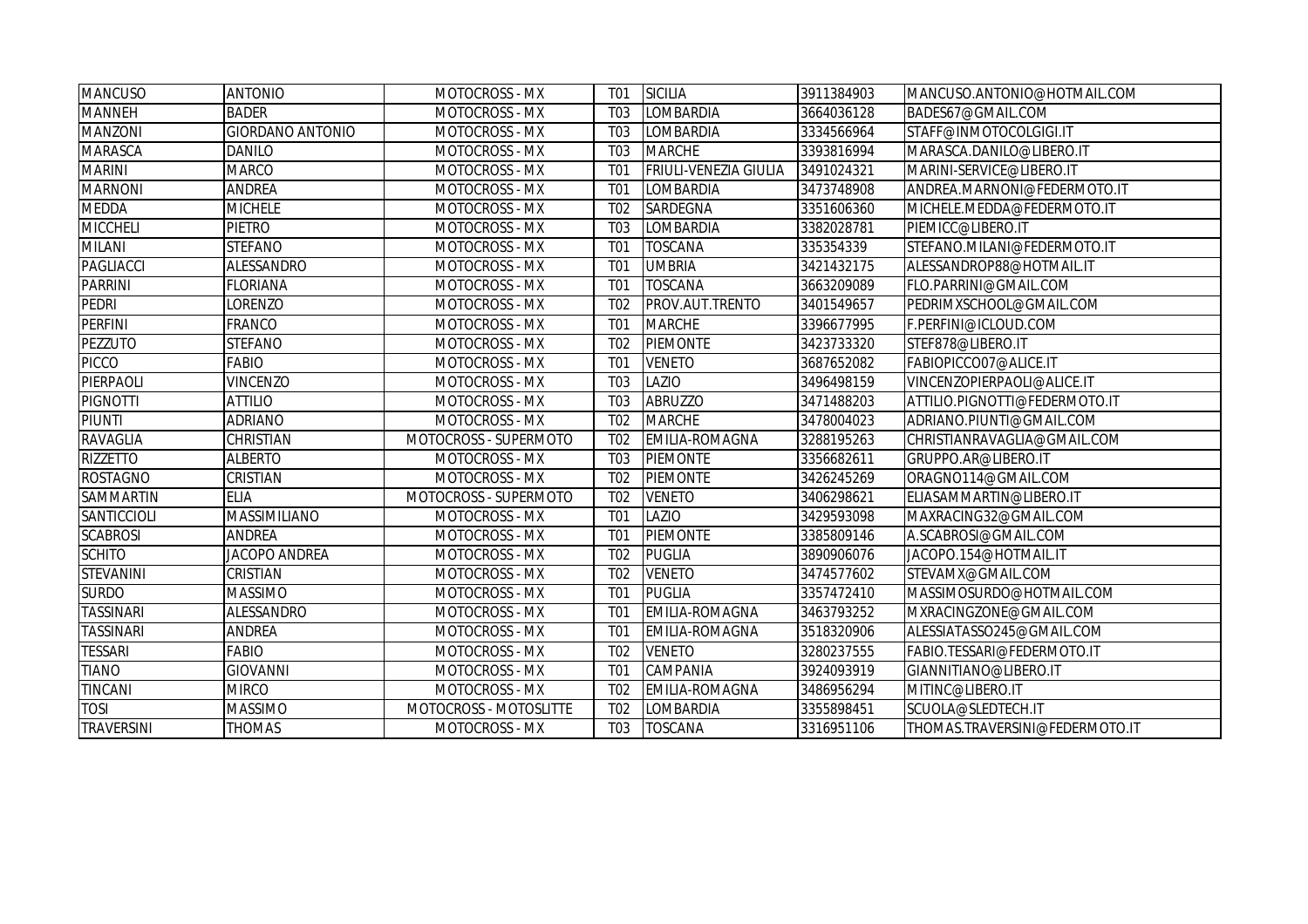| | | | | | | |
|---|---|---|---|---|---|---|
| MANCUSO | ANTONIO | MOTOCROSS - MX | T01 | SICILIA | 3911384903 | MANCUSO.ANTONIO@HOTMAIL.COM |
| MANNEH | BADER | MOTOCROSS - MX | T03 | LOMBARDIA | 3664036128 | BADES67@GMAIL.COM |
| MANZONI | GIORDANO ANTONIO | MOTOCROSS - MX | T03 | LOMBARDIA | 3334566964 | STAFF@INMOTOCOLGIGI.IT |
| MARASCA | DANILO | MOTOCROSS - MX | T03 | MARCHE | 3393816994 | MARASCA.DANILO@LIBERO.IT |
| MARINI | MARCO | MOTOCROSS - MX | T01 | FRIULI-VENEZIA GIULIA | 3491024321 | MARINI-SERVICE@LIBERO.IT |
| MARNONI | ANDREA | MOTOCROSS - MX | T01 | LOMBARDIA | 3473748908 | ANDREA.MARNONI@FEDERMOTO.IT |
| MEDDA | MICHELE | MOTOCROSS - MX | T02 | SARDEGNA | 3351606360 | MICHELE.MEDDA@FEDERMOTO.IT |
| MICCHELI | PIETRO | MOTOCROSS - MX | T03 | LOMBARDIA | 3382028781 | PIEMICC@LIBERO.IT |
| MILANI | STEFANO | MOTOCROSS - MX | T01 | TOSCANA | 335354339 | STEFANO.MILANI@FEDERMOTO.IT |
| PAGLIACCI | ALESSANDRO | MOTOCROSS - MX | T01 | UMBRIA | 3421432175 | ALESSANDROP88@HOTMAIL.IT |
| PARRINI | FLORIANA | MOTOCROSS - MX | T01 | TOSCANA | 3663209089 | FLO.PARRINI@GMAIL.COM |
| PEDRI | LORENZO | MOTOCROSS - MX | T02 | PROV.AUT.TRENTO | 3401549657 | PEDRIMXSCHOOL@GMAIL.COM |
| PERFINI | FRANCO | MOTOCROSS - MX | T01 | MARCHE | 3396677995 | F.PERFINI@ICLOUD.COM |
| PEZZUTO | STEFANO | MOTOCROSS - MX | T02 | PIEMONTE | 3423733320 | STEF878@LIBERO.IT |
| PICCO | FABIO | MOTOCROSS - MX | T01 | VENETO | 3687652082 | FABIOPICCO07@ALICE.IT |
| PIERPAOLI | VINCENZO | MOTOCROSS - MX | T03 | LAZIO | 3496498159 | VINCENZOPIERPAOLI@ALICE.IT |
| PIGNOTTI | ATTILIO | MOTOCROSS - MX | T03 | ABRUZZO | 3471488203 | ATTILIO.PIGNOTTI@FEDERMOTO.IT |
| PIUNTI | ADRIANO | MOTOCROSS - MX | T02 | MARCHE | 3478004023 | ADRIANO.PIUNTI@GMAIL.COM |
| RAVAGLIA | CHRISTIAN | MOTOCROSS - SUPERMOTO | T02 | EMILIA-ROMAGNA | 3288195263 | CHRISTIANRAVAGLIA@GMAIL.COM |
| RIZZETTO | ALBERTO | MOTOCROSS - MX | T03 | PIEMONTE | 3356682611 | GRUPPO.AR@LIBERO.IT |
| ROSTAGNO | CRISTIAN | MOTOCROSS - MX | T02 | PIEMONTE | 3426245269 | ORAGNO114@GMAIL.COM |
| SAMMARTIN | ELIA | MOTOCROSS - SUPERMOTO | T02 | VENETO | 3406298621 | ELIASAMMARTIN@LIBERO.IT |
| SANTICCIOLI | MASSIMILIANO | MOTOCROSS - MX | T01 | LAZIO | 3429593098 | MAXRACING32@GMAIL.COM |
| SCABROSI | ANDREA | MOTOCROSS - MX | T01 | PIEMONTE | 3385809146 | A.SCABROSI@GMAIL.COM |
| SCHITO | JACOPO ANDREA | MOTOCROSS - MX | T02 | PUGLIA | 3890906076 | JACOPO.154@HOTMAIL.IT |
| STEVANINI | CRISTIAN | MOTOCROSS - MX | T02 | VENETO | 3474577602 | STEVAMX@GMAIL.COM |
| SURDO | MASSIMO | MOTOCROSS - MX | T01 | PUGLIA | 3357472410 | MASSIMOSURDO@HOTMAIL.COM |
| TASSINARI | ALESSANDRO | MOTOCROSS - MX | T01 | EMILIA-ROMAGNA | 3463793252 | MXRACINGZONE@GMAIL.COM |
| TASSINARI | ANDREA | MOTOCROSS - MX | T01 | EMILIA-ROMAGNA | 3518320906 | ALESSIATASSO245@GMAIL.COM |
| TESSARI | FABIO | MOTOCROSS - MX | T02 | VENETO | 3280237555 | FABIO.TESSARI@FEDERMOTO.IT |
| TIANO | GIOVANNI | MOTOCROSS - MX | T01 | CAMPANIA | 3924093919 | GIANNITIANO@LIBERO.IT |
| TINCANI | MIRCO | MOTOCROSS - MX | T02 | EMILIA-ROMAGNA | 3486956294 | MITINC@LIBERO.IT |
| TOSI | MASSIMO | MOTOCROSS - MOTOSLITTE | T02 | LOMBARDIA | 3355898451 | SCUOLA@SLEDTECH.IT |
| TRAVERSINI | THOMAS | MOTOCROSS - MX | T03 | TOSCANA | 3316951106 | THOMAS.TRAVERSINI@FEDERMOTO.IT |